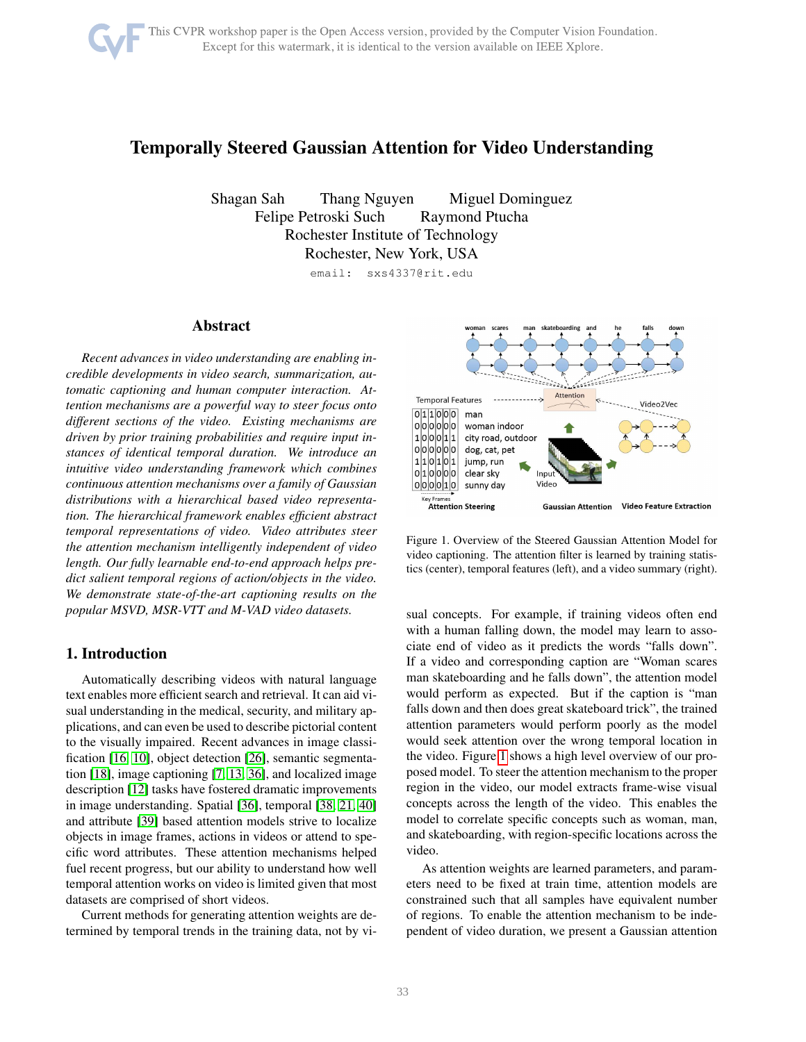# Temporally Steered Gaussian Attention for Video Understanding

Shagan Sah  Thang Nguyen  Miguel Dominguez
Felipe Petroski Such  Raymond Ptucha
Rochester Institute of Technology
Rochester, New York, USA
email: sxs4337@rit.edu

## Abstract

*Recent advances in video understanding are enabling incredible developments in video search, summarization, automatic captioning and human computer interaction. Attention mechanisms are a powerful way to steer focus onto different sections of the video. Existing mechanisms are driven by prior training probabilities and require input instances of identical temporal duration. We introduce an intuitive video understanding framework which combines continuous attention mechanisms over a family of Gaussian distributions with a hierarchical based video representation. The hierarchical framework enables efficient abstract temporal representations of video. Video attributes steer the attention mechanism intelligently independent of video length. Our fully learnable end-to-end approach helps predict salient temporal regions of action/objects in the video. We demonstrate state-of-the-art captioning results on the popular MSVD, MSR-VTT and M-VAD video datasets.*

## 1. Introduction

Automatically describing videos with natural language text enables more efficient search and retrieval. It can aid visual understanding in the medical, security, and military applications, and can even be used to describe pictorial content to the visually impaired. Recent advances in image classification [16, 10], object detection [26], semantic segmentation [18], image captioning [7, 13, 36], and localized image description [12] tasks have fostered dramatic improvements in image understanding. Spatial [36], temporal [38, 21, 40] and attribute [39] based attention models strive to localize objects in image frames, actions in videos or attend to specific word attributes. These attention mechanisms helped fuel recent progress, but our ability to understand how well temporal attention works on video is limited given that most datasets are comprised of short videos.

Current methods for generating attention weights are determined by temporal trends in the training data, not by visual concepts. For example, if training videos often end with a human falling down, the model may learn to associate end of video as it predicts the words "falls down". If a video and corresponding caption are "Woman scares man skateboarding and he falls down", the attention model would perform as expected. But if the caption is "man falls down and then does great skateboard trick", the trained attention parameters would perform poorly as the model would seek attention over the wrong temporal location in the video. Figure 1 shows a high level overview of our proposed model. To steer the attention mechanism to the proper region in the video, our model extracts frame-wise visual concepts across the length of the video. This enables the model to correlate specific concepts such as woman, man, and skateboarding, with region-specific locations across the video.

As attention weights are learned parameters, and parameters need to be fixed at train time, attention models are constrained such that all samples have equivalent number of regions. To enable the attention mechanism to be independent of video duration, we present a Gaussian attention

Figure 1. Overview of the Steered Gaussian Attention Model for video captioning. The attention filter is learned by training statistics (center), temporal features (left), and a video summary (right).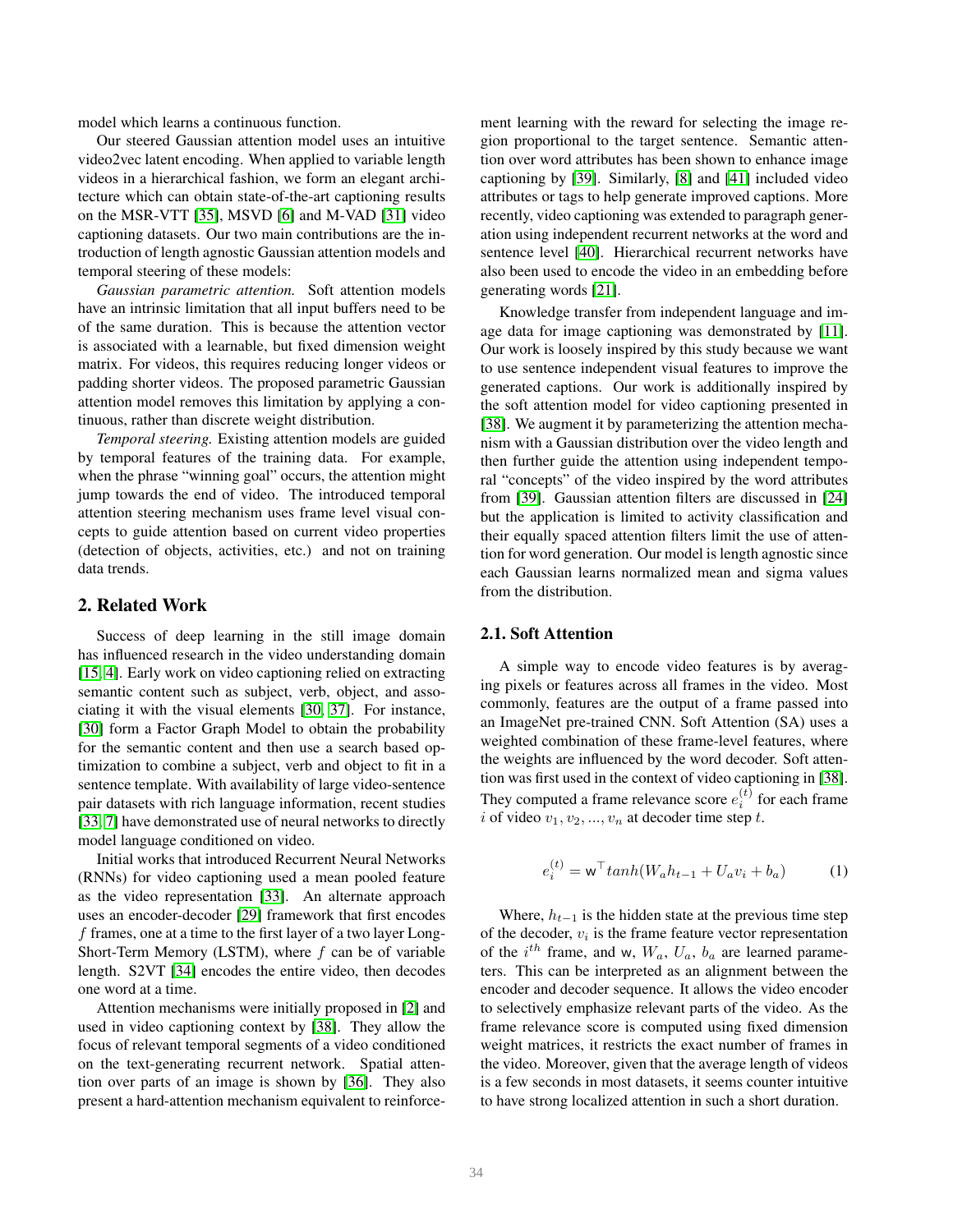model which learns a continuous function.

Our steered Gaussian attention model uses an intuitive video2vec latent encoding. When applied to variable length videos in a hierarchical fashion, we form an elegant architecture which can obtain state-of-the-art captioning results on the MSR-VTT [35], MSVD [6] and M-VAD [31] video captioning datasets. Our two main contributions are the introduction of length agnostic Gaussian attention models and temporal steering of these models:

*Gaussian parametric attention.* Soft attention models have an intrinsic limitation that all input buffers need to be of the same duration. This is because the attention vector is associated with a learnable, but fixed dimension weight matrix. For videos, this requires reducing longer videos or padding shorter videos. The proposed parametric Gaussian attention model removes this limitation by applying a continuous, rather than discrete weight distribution.

*Temporal steering.* Existing attention models are guided by temporal features of the training data. For example, when the phrase "winning goal" occurs, the attention might jump towards the end of video. The introduced temporal attention steering mechanism uses frame level visual concepts to guide attention based on current video properties (detection of objects, activities, etc.) and not on training data trends.

## 2. Related Work

Success of deep learning in the still image domain has influenced research in the video understanding domain [15, 4]. Early work on video captioning relied on extracting semantic content such as subject, verb, object, and associating it with the visual elements [30, 37]. For instance, [30] form a Factor Graph Model to obtain the probability for the semantic content and then use a search based optimization to combine a subject, verb and object to fit in a sentence template. With availability of large video-sentence pair datasets with rich language information, recent studies [33, 7] have demonstrated use of neural networks to directly model language conditioned on video.

Initial works that introduced Recurrent Neural Networks (RNNs) for video captioning used a mean pooled feature as the video representation [33]. An alternate approach uses an encoder-decoder [29] framework that first encodes $f$ frames, one at a time to the first layer of a two layer Long-Short-Term Memory (LSTM), where $f$ can be of variable length. S2VT [34] encodes the entire video, then decodes one word at a time.

Attention mechanisms were initially proposed in [2] and used in video captioning context by [38]. They allow the focus of relevant temporal segments of a video conditioned on the text-generating recurrent network. Spatial attention over parts of an image is shown by [36]. They also present a hard-attention mechanism equivalent to reinforcement learning with the reward for selecting the image region proportional to the target sentence. Semantic attention over word attributes has been shown to enhance image captioning by [39]. Similarly, [8] and [41] included video attributes or tags to help generate improved captions. More recently, video captioning was extended to paragraph generation using independent recurrent networks at the word and sentence level [40]. Hierarchical recurrent networks have also been used to encode the video in an embedding before generating words [21].

Knowledge transfer from independent language and image data for image captioning was demonstrated by [11]. Our work is loosely inspired by this study because we want to use sentence independent visual features to improve the generated captions. Our work is additionally inspired by the soft attention model for video captioning presented in [38]. We augment it by parameterizing the attention mechanism with a Gaussian distribution over the video length and then further guide the attention using independent temporal "concepts" of the video inspired by the word attributes from [39]. Gaussian attention filters are discussed in [24] but the application is limited to activity classification and their equally spaced attention filters limit the use of attention for word generation. Our model is length agnostic since each Gaussian learns normalized mean and sigma values from the distribution.

### 2.1. Soft Attention

A simple way to encode video features is by averaging pixels or features across all frames in the video. Most commonly, features are the output of a frame passed into an ImageNet pre-trained CNN. Soft Attention (SA) uses a weighted combination of these frame-level features, where the weights are influenced by the word decoder. Soft attention was first used in the context of video captioning in [38]. They computed a frame relevance score $e_i^{(t)}$ for each frame $i$ of video $v_1, v_2, ..., v_n$ at decoder time step $t$.

$$e_i^{(t)} = \mathsf{w}^\top tanh(W_a h_{t-1} + U_a v_i + b_a) \tag{1}$$

Where, $h_{t-1}$ is the hidden state at the previous time step of the decoder, $v_i$ is the frame feature vector representation of the $i^{th}$ frame, and $\mathsf{w}$, $W_a$, $U_a$, $b_a$ are learned parameters. This can be interpreted as an alignment between the encoder and decoder sequence. It allows the video encoder to selectively emphasize relevant parts of the video. As the frame relevance score is computed using fixed dimension weight matrices, it restricts the exact number of frames in the video. Moreover, given that the average length of videos is a few seconds in most datasets, it seems counter intuitive to have strong localized attention in such a short duration.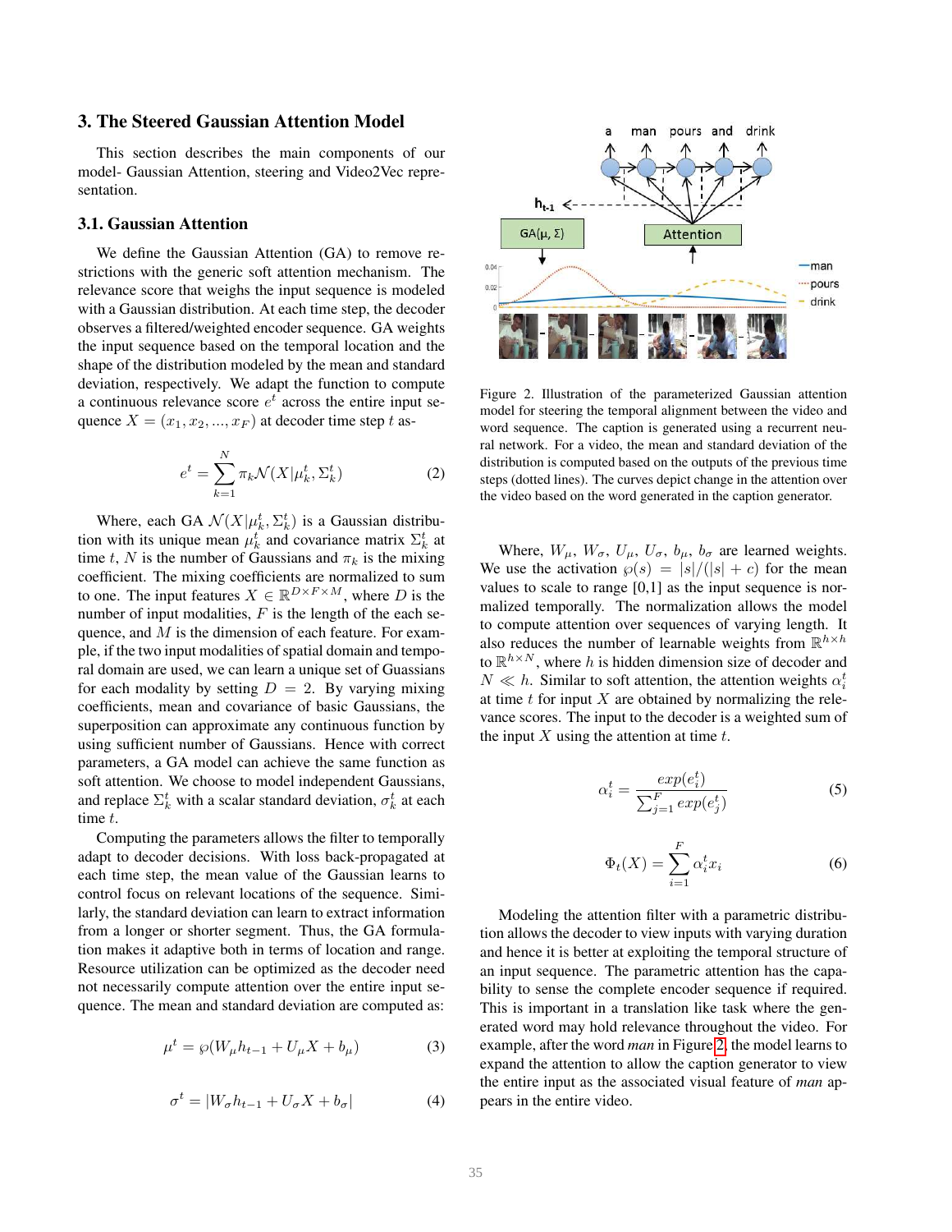## 3. The Steered Gaussian Attention Model

This section describes the main components of our model- Gaussian Attention, steering and Video2Vec representation.

### 3.1. Gaussian Attention

We define the Gaussian Attention (GA) to remove restrictions with the generic soft attention mechanism. The relevance score that weighs the input sequence is modeled with a Gaussian distribution. At each time step, the decoder observes a filtered/weighted encoder sequence. GA weights the input sequence based on the temporal location and the shape of the distribution modeled by the mean and standard deviation, respectively. We adapt the function to compute a continuous relevance score $e^t$ across the entire input sequence $X = (x_1, x_2, ..., x_F)$ at decoder time step $t$ as-

$$e^t = \sum_{k=1}^{N} \pi_k \mathcal{N}(X|\mu_k^t, \Sigma_k^t) \tag{2}$$

Where, each GA $\mathcal{N}(X|\mu_k^t, \Sigma_k^t)$ is a Gaussian distribution with its unique mean $\mu_k^t$ and covariance matrix $\Sigma_k^t$ at time $t$, $N$ is the number of Gaussians and $\pi_k$ is the mixing coefficient. The mixing coefficients are normalized to sum to one. The input features $X \in \mathbb{R}^{D \times F \times M}$, where $D$ is the number of input modalities, $F$ is the length of the each sequence, and $M$ is the dimension of each feature. For example, if the two input modalities of spatial domain and temporal domain are used, we can learn a unique set of Guassians for each modality by setting $D = 2$. By varying mixing coefficients, mean and covariance of basic Gaussians, the superposition can approximate any continuous function by using sufficient number of Gaussians. Hence with correct parameters, a GA model can achieve the same function as soft attention. We choose to model independent Gaussians, and replace $\Sigma_k^t$ with a scalar standard deviation, $\sigma_k^t$ at each time $t$.

Computing the parameters allows the filter to temporally adapt to decoder decisions. With loss back-propagated at each time step, the mean value of the Gaussian learns to control focus on relevant locations of the sequence. Similarly, the standard deviation can learn to extract information from a longer or shorter segment. Thus, the GA formulation makes it adaptive both in terms of location and range. Resource utilization can be optimized as the decoder need not necessarily compute attention over the entire input sequence. The mean and standard deviation are computed as:

$$\mu^t = \wp(W_\mu h_{t-1} + U_\mu X + b_\mu) \tag{3}$$

$$\sigma^t = |W_\sigma h_{t-1} + U_\sigma X + b_\sigma| \tag{4}$$

Figure 2. Illustration of the parameterized Gaussian attention model for steering the temporal alignment between the video and word sequence. The caption is generated using a recurrent neural network. For a video, the mean and standard deviation of the distribution is computed based on the outputs of the previous time steps (dotted lines). The curves depict change in the attention over the video based on the word generated in the caption generator.

Where, $W_\mu$, $W_\sigma$, $U_\mu$, $U_\sigma$, $b_\mu$, $b_\sigma$ are learned weights. We use the activation $\wp(s) = |s|/(|s| + c)$ for the mean values to scale to range [0,1] as the input sequence is normalized temporally. The normalization allows the model to compute attention over sequences of varying length. It also reduces the number of learnable weights from $\mathbb{R}^{h \times h}$ to $\mathbb{R}^{h \times N}$, where $h$ is hidden dimension size of decoder and $N \ll h$. Similar to soft attention, the attention weights $\alpha_i^t$ at time $t$ for input $X$ are obtained by normalizing the relevance scores. The input to the decoder is a weighted sum of the input $X$ using the attention at time $t$.

$$\alpha_i^t = \frac{exp(e_i^t)}{\sum_{j=1}^{F} exp(e_j^t)} \tag{5}$$

$$\Phi_t(X) = \sum_{i=1}^{F} \alpha_i^t x_i \tag{6}$$

Modeling the attention filter with a parametric distribution allows the decoder to view inputs with varying duration and hence it is better at exploiting the temporal structure of an input sequence. The parametric attention has the capability to sense the complete encoder sequence if required. This is important in a translation like task where the generated word may hold relevance throughout the video. For example, after the word *man* in Figure 2, the model learns to expand the attention to allow the caption generator to view the entire input as the associated visual feature of *man* appears in the entire video.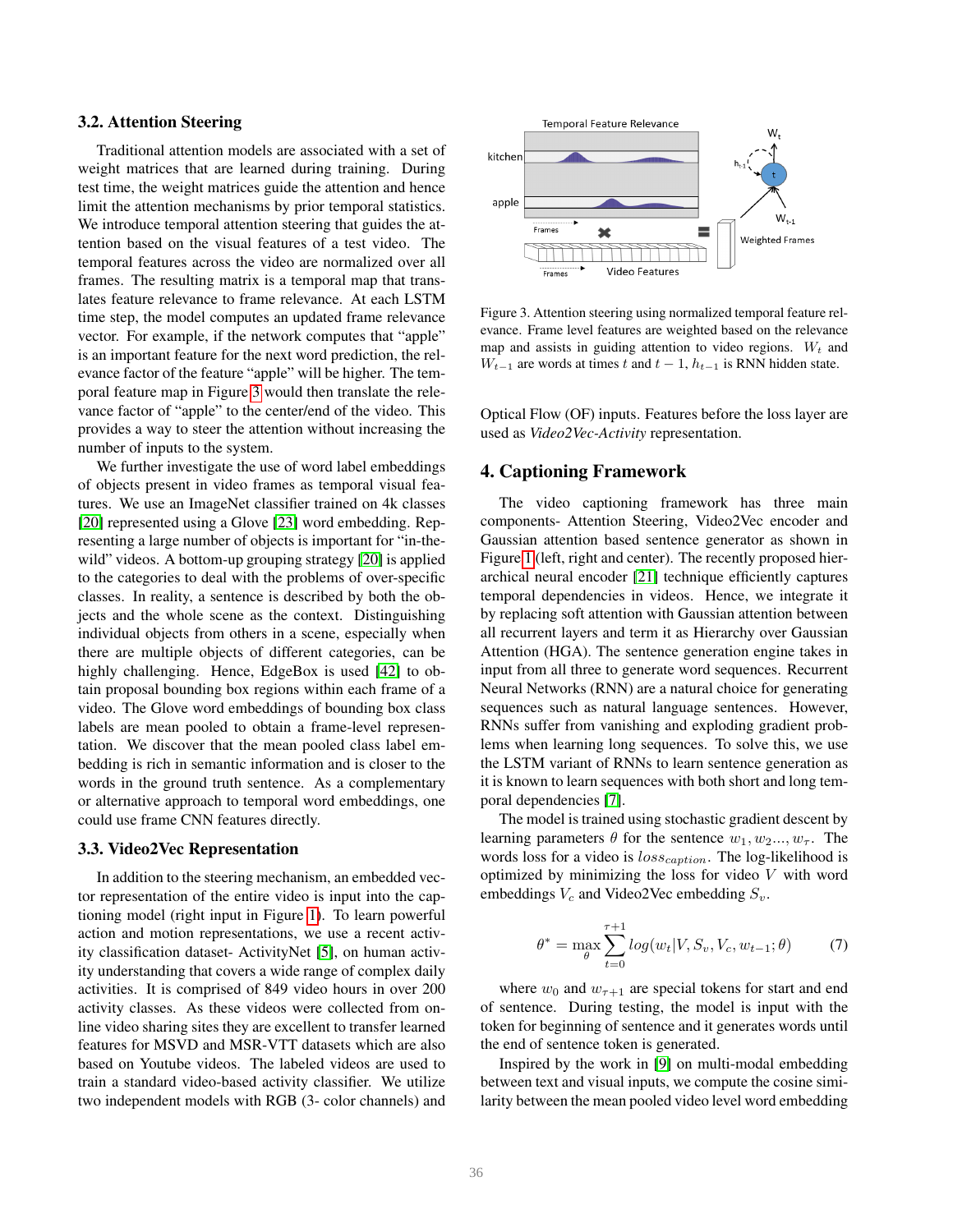### 3.2. Attention Steering

Traditional attention models are associated with a set of weight matrices that are learned during training. During test time, the weight matrices guide the attention and hence limit the attention mechanisms by prior temporal statistics. We introduce temporal attention steering that guides the attention based on the visual features of a test video. The temporal features across the video are normalized over all frames. The resulting matrix is a temporal map that translates feature relevance to frame relevance. At each LSTM time step, the model computes an updated frame relevance vector. For example, if the network computes that "apple" is an important feature for the next word prediction, the relevance factor of the feature "apple" will be higher. The temporal feature map in Figure 3 would then translate the relevance factor of "apple" to the center/end of the video. This provides a way to steer the attention without increasing the number of inputs to the system.

We further investigate the use of word label embeddings of objects present in video frames as temporal visual features. We use an ImageNet classifier trained on 4k classes [20] represented using a Glove [23] word embedding. Representing a large number of objects is important for "in-the-wild" videos. A bottom-up grouping strategy [20] is applied to the categories to deal with the problems of over-specific classes. In reality, a sentence is described by both the objects and the whole scene as the context. Distinguishing individual objects from others in a scene, especially when there are multiple objects of different categories, can be highly challenging. Hence, EdgeBox is used [42] to obtain proposal bounding box regions within each frame of a video. The Glove word embeddings of bounding box class labels are mean pooled to obtain a frame-level representation. We discover that the mean pooled class label embedding is rich in semantic information and is closer to the words in the ground truth sentence. As a complementary or alternative approach to temporal word embeddings, one could use frame CNN features directly.

### 3.3. Video2Vec Representation

In addition to the steering mechanism, an embedded vector representation of the entire video is input into the captioning model (right input in Figure 1). To learn powerful action and motion representations, we use a recent activity classification dataset- ActivityNet [5], on human activity understanding that covers a wide range of complex daily activities. It is comprised of 849 video hours in over 200 activity classes. As these videos were collected from online video sharing sites they are excellent to transfer learned features for MSVD and MSR-VTT datasets which are also based on Youtube videos. The labeled videos are used to train a standard video-based activity classifier. We utilize two independent models with RGB (3- color channels) and Optical Flow (OF) inputs. Features before the loss layer are used as *Video2Vec-Activity* representation.

Figure 3. Attention steering using normalized temporal feature relevance. Frame level features are weighted based on the relevance map and assists in guiding attention to video regions. $W_t$ and $W_{t-1}$ are words at times $t$ and $t-1$, $h_{t-1}$ is RNN hidden state.

## 4. Captioning Framework

The video captioning framework has three main components- Attention Steering, Video2Vec encoder and Gaussian attention based sentence generator as shown in Figure 1 (left, right and center). The recently proposed hierarchical neural encoder [21] technique efficiently captures temporal dependencies in videos. Hence, we integrate it by replacing soft attention with Gaussian attention between all recurrent layers and term it as Hierarchy over Gaussian Attention (HGA). The sentence generation engine takes in input from all three to generate word sequences. Recurrent Neural Networks (RNN) are a natural choice for generating sequences such as natural language sentences. However, RNNs suffer from vanishing and exploding gradient problems when learning long sequences. To solve this, we use the LSTM variant of RNNs to learn sentence generation as it is known to learn sequences with both short and long temporal dependencies [7].

The model is trained using stochastic gradient descent by learning parameters $\theta$ for the sentence $w_1, w_2..., w_\tau$. The words loss for a video is $loss_{caption}$. The log-likelihood is optimized by minimizing the loss for video $V$ with word embeddings $V_c$ and Video2Vec embedding $S_v$.

$$\theta^* = \max_\theta \sum_{t=0}^{\tau+1} log(w_t | V, S_v, V_c, w_{t-1}; \theta) \tag{7}$$

where $w_0$ and $w_{\tau+1}$ are special tokens for start and end of sentence. During testing, the model is input with the token for beginning of sentence and it generates words until the end of sentence token is generated.

Inspired by the work in [9] on multi-modal embedding between text and visual inputs, we compute the cosine similarity between the mean pooled video level word embedding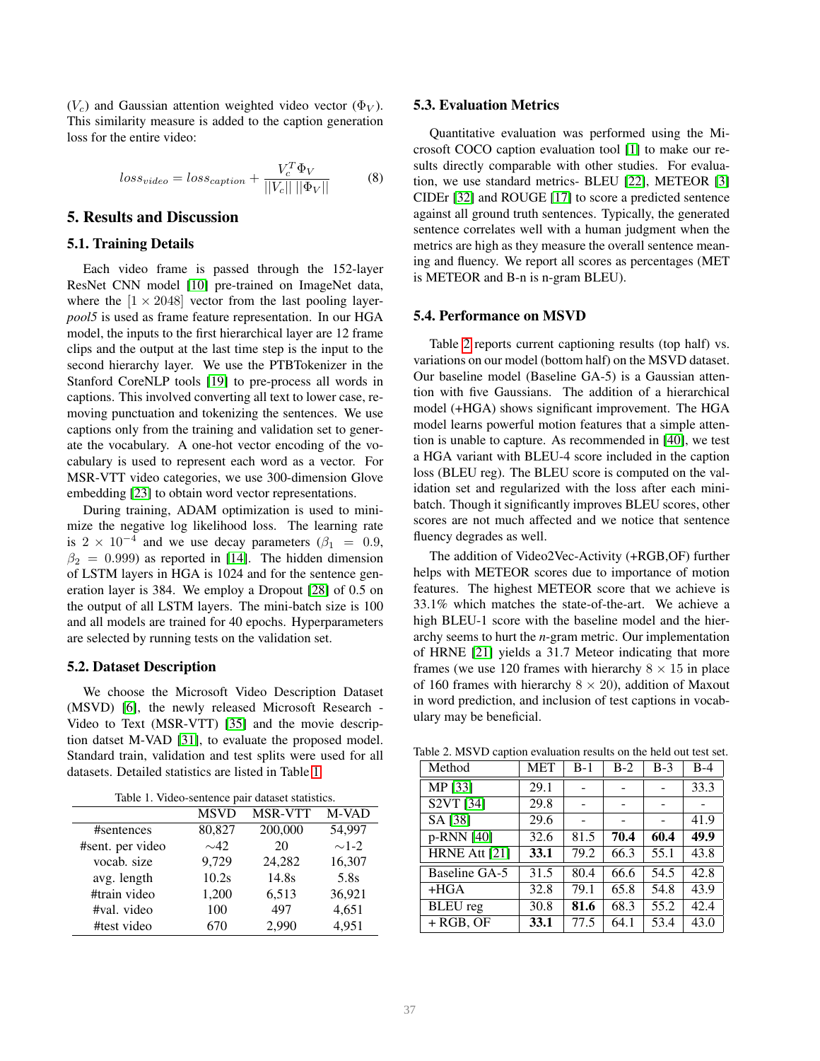($V_c$) and Gaussian attention weighted video vector ($\Phi_V$). This similarity measure is added to the caption generation loss for the entire video:

$$loss_{video} = loss_{caption} + \frac{V_c^T \Phi_V}{||V_c|| \, ||\Phi_V||} \tag{8}$$

## 5. Results and Discussion

### 5.1. Training Details

Each video frame is passed through the 152-layer ResNet CNN model [10] pre-trained on ImageNet data, where the $[1 \times 2048]$ vector from the last pooling layer-*pool5* is used as frame feature representation. In our HGA model, the inputs to the first hierarchical layer are 12 frame clips and the output at the last time step is the input to the second hierarchy layer. We use the PTBTokenizer in the Stanford CoreNLP tools [19] to pre-process all words in captions. This involved converting all text to lower case, removing punctuation and tokenizing the sentences. We use captions only from the training and validation set to generate the vocabulary. A one-hot vector encoding of the vocabulary is used to represent each word as a vector. For MSR-VTT video categories, we use 300-dimension Glove embedding [23] to obtain word vector representations.

During training, ADAM optimization is used to minimize the negative log likelihood loss. The learning rate is $2 \times 10^{-4}$ and we use decay parameters ($\beta_1 = 0.9$, $\beta_2 = 0.999$) as reported in [14]. The hidden dimension of LSTM layers in HGA is 1024 and for the sentence generation layer is 384. We employ a Dropout [28] of 0.5 on the output of all LSTM layers. The mini-batch size is 100 and all models are trained for 40 epochs. Hyperparameters are selected by running tests on the validation set.

### 5.2. Dataset Description

We choose the Microsoft Video Description Dataset (MSVD) [6], the newly released Microsoft Research - Video to Text (MSR-VTT) [35] and the movie description datset M-VAD [31], to evaluate the proposed model. Standard train, validation and test splits were used for all datasets. Detailed statistics are listed in Table 1.

Table 1. Video-sentence pair dataset statistics.

| | MSVD | MSR-VTT | M-VAD |
|---|---|---|---|
| #sentences | 80,827 | 200,000 | 54,997 |
| #sent. per video | ∼42 | 20 | ∼1-2 |
| vocab. size | 9,729 | 24,282 | 16,307 |
| avg. length | 10.2s | 14.8s | 5.8s |
| #train video | 1,200 | 6,513 | 36,921 |
| #val. video | 100 | 497 | 4,651 |
| #test video | 670 | 2,990 | 4,951 |

### 5.3. Evaluation Metrics

Quantitative evaluation was performed using the Microsoft COCO caption evaluation tool [1] to make our results directly comparable with other studies. For evaluation, we use standard metrics- BLEU [22], METEOR [3] CIDEr [32] and ROUGE [17] to score a predicted sentence against all ground truth sentences. Typically, the generated sentence correlates well with a human judgment when the metrics are high as they measure the overall sentence meaning and fluency. We report all scores as percentages (MET is METEOR and B-n is n-gram BLEU).

### 5.4. Performance on MSVD

Table 2 reports current captioning results (top half) vs. variations on our model (bottom half) on the MSVD dataset. Our baseline model (Baseline GA-5) is a Gaussian attention with five Gaussians. The addition of a hierarchical model (+HGA) shows significant improvement. The HGA model learns powerful motion features that a simple attention is unable to capture. As recommended in [40], we test a HGA variant with BLEU-4 score included in the caption loss (BLEU reg). The BLEU score is computed on the validation set and regularized with the loss after each minibatch. Though it significantly improves BLEU scores, other scores are not much affected and we notice that sentence fluency degrades as well.

The addition of Video2Vec-Activity (+RGB,OF) further helps with METEOR scores due to importance of motion features. The highest METEOR score that we achieve is 33.1% which matches the state-of-the-art. We achieve a high BLEU-1 score with the baseline model and the hierarchy seems to hurt the *n*-gram metric. Our implementation of HRNE [21] yields a 31.7 Meteor indicating that more frames (we use 120 frames with hierarchy $8 \times 15$ in place of 160 frames with hierarchy $8 \times 20$), addition of Maxout in word prediction, and inclusion of test captions in vocabulary may be beneficial.

Table 2. MSVD caption evaluation results on the held out test set.

| Method | MET | B-1 | B-2 | B-3 | B-4 |
|---|---|---|---|---|---|
| MP [33] | 29.1 | - | - | - | 33.3 |
| S2VT [34] | 29.8 | - | - | - | - |
| SA [38] | 29.6 | - | - | - | 41.9 |
| p-RNN [40] | 32.6 | 81.5 | **70.4** | **60.4** | **49.9** |
| HRNE Att [21] | **33.1** | 79.2 | 66.3 | 55.1 | 43.8 |
| Baseline GA-5 | 31.5 | 80.4 | 66.6 | 54.5 | 42.8 |
| +HGA | 32.8 | 79.1 | 65.8 | 54.8 | 43.9 |
| BLEU reg | 30.8 | **81.6** | 68.3 | 55.2 | 42.4 |
| + RGB, OF | **33.1** | 77.5 | 64.1 | 53.4 | 43.0 |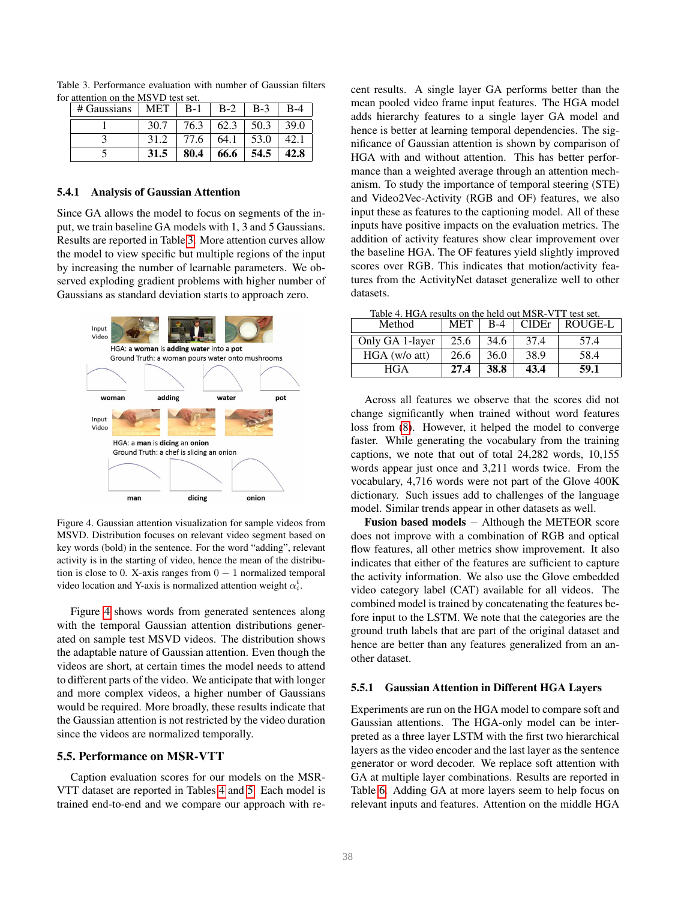Table 3. Performance evaluation with number of Gaussian filters for attention on the MSVD test set.

| # Gaussians | MET | B-1 | B-2 | B-3 | B-4 |
|---|---|---|---|---|---|
| 1 | 30.7 | 76.3 | 62.3 | 50.3 | 39.0 |
| 3 | 31.2 | 77.6 | 64.1 | 53.0 | 42.1 |
| 5 | **31.5** | **80.4** | **66.6** | **54.5** | **42.8** |

#### 5.4.1 Analysis of Gaussian Attention

Since GA allows the model to focus on segments of the input, we train baseline GA models with 1, 3 and 5 Gaussians. Results are reported in Table 3. More attention curves allow the model to view specific but multiple regions of the input by increasing the number of learnable parameters. We observed exploding gradient problems with higher number of Gaussians as standard deviation starts to approach zero.

Figure 4. Gaussian attention visualization for sample videos from MSVD. Distribution focuses on relevant video segment based on key words (bold) in the sentence. For the word "adding", relevant activity is in the starting of video, hence the mean of the distribution is close to 0. X-axis ranges from $0 - 1$ normalized temporal video location and Y-axis is normalized attention weight $\alpha_i^t$.

Figure 4 shows words from generated sentences along with the temporal Gaussian attention distributions generated on sample test MSVD videos. The distribution shows the adaptable nature of Gaussian attention. Even though the videos are short, at certain times the model needs to attend to different parts of the video. We anticipate that with longer and more complex videos, a higher number of Gaussians would be required. More broadly, these results indicate that the Gaussian attention is not restricted by the video duration since the videos are normalized temporally.

### 5.5. Performance on MSR-VTT

Caption evaluation scores for our models on the MSR-VTT dataset are reported in Tables 4 and 5. Each model is trained end-to-end and we compare our approach with recent results. A single layer GA performs better than the mean pooled video frame input features. The HGA model adds hierarchy features to a single layer GA model and hence is better at learning temporal dependencies. The significance of Gaussian attention is shown by comparison of HGA with and without attention. This has better performance than a weighted average through an attention mechanism. To study the importance of temporal steering (STE) and Video2Vec-Activity (RGB and OF) features, we also input these as features to the captioning model. All of these inputs have positive impacts on the evaluation metrics. The addition of activity features show clear improvement over the baseline HGA. The OF features yield slightly improved scores over RGB. This indicates that motion/activity features from the ActivityNet dataset generalize well to other datasets.

Table 4. HGA results on the held out MSR-VTT test set.

| Method | MET | B-4 | CIDEr | ROUGE-L |
|---|---|---|---|---|
| Only GA 1-layer | 25.6 | 34.6 | 37.4 | 57.4 |
| HGA (w/o att) | 26.6 | 36.0 | 38.9 | 58.4 |
| HGA | **27.4** | **38.8** | **43.4** | **59.1** |

Across all features we observe that the scores did not change significantly when trained without word features loss from (8). However, it helped the model to converge faster. While generating the vocabulary from the training captions, we note that out of total 24,282 words, 10,155 words appear just once and 3,211 words twice. From the vocabulary, 4,716 words were not part of the Glove 400K dictionary. Such issues add to challenges of the language model. Similar trends appear in other datasets as well.

**Fusion based models** – Although the METEOR score does not improve with a combination of RGB and optical flow features, all other metrics show improvement. It also indicates that either of the features are sufficient to capture the activity information. We also use the Glove embedded video category label (CAT) available for all videos. The combined model is trained by concatenating the features before input to the LSTM. We note that the categories are the ground truth labels that are part of the original dataset and hence are better than any features generalized from another dataset.

#### 5.5.1 Gaussian Attention in Different HGA Layers

Experiments are run on the HGA model to compare soft and Gaussian attentions. The HGA-only model can be interpreted as a three layer LSTM with the first two hierarchical layers as the video encoder and the last layer as the sentence generator or word decoder. We replace soft attention with GA at multiple layer combinations. Results are reported in Table 6. Adding GA at more layers seem to help focus on relevant inputs and features. Attention on the middle HGA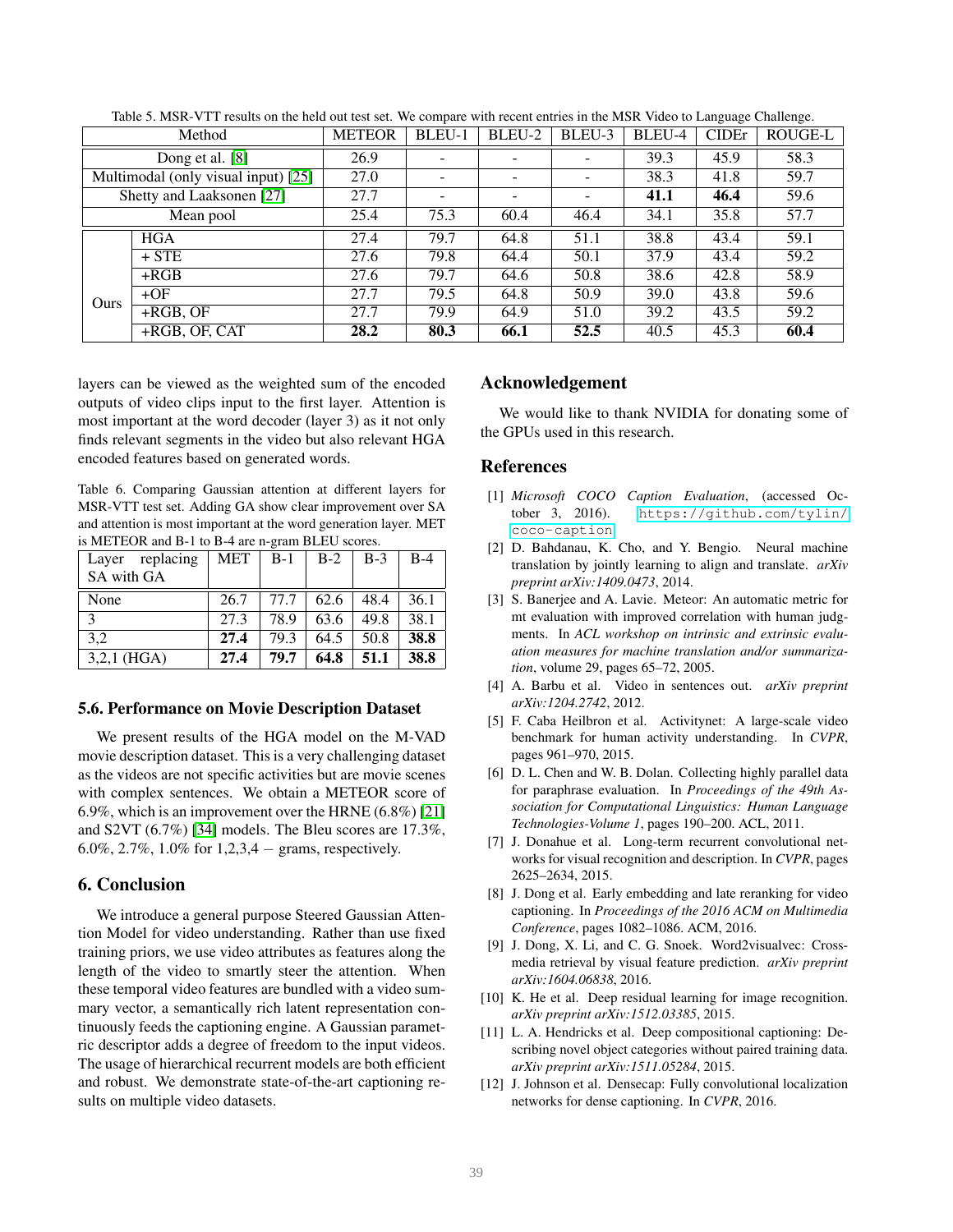Table 5. MSR-VTT results on the held out test set. We compare with recent entries in the MSR Video to Language Challenge.

| Method | | METEOR | BLEU-1 | BLEU-2 | BLEU-3 | BLEU-4 | CIDEr | ROUGE-L |
|---|---|---|---|---|---|---|---|---|
| Dong et al. [8] | | 26.9 | - | - | - | 39.3 | 45.9 | 58.3 |
| Multimodal (only visual input) [25] | | 27.0 | - | - | - | 38.3 | 41.8 | 59.7 |
| Shetty and Laaksonen [27] | | 27.7 | - | - | - | **41.1** | **46.4** | 59.6 |
| Mean pool | | 25.4 | 75.3 | 60.4 | 46.4 | 34.1 | 35.8 | 57.7 |
| Ours | HGA | 27.4 | 79.7 | 64.8 | 51.1 | 38.8 | 43.4 | 59.1 |
| | + STE | 27.6 | 79.8 | 64.4 | 50.1 | 37.9 | 43.4 | 59.2 |
| | +RGB | 27.6 | 79.7 | 64.6 | 50.8 | 38.6 | 42.8 | 58.9 |
| | +OF | 27.7 | 79.5 | 64.8 | 50.9 | 39.0 | 43.8 | 59.6 |
| | +RGB, OF | 27.7 | 79.9 | 64.9 | 51.0 | 39.2 | 43.5 | 59.2 |
| | +RGB, OF, CAT | **28.2** | **80.3** | **66.1** | **52.5** | 40.5 | 45.3 | **60.4** |

layers can be viewed as the weighted sum of the encoded outputs of video clips input to the first layer. Attention is most important at the word decoder (layer 3) as it not only finds relevant segments in the video but also relevant HGA encoded features based on generated words.

Table 6. Comparing Gaussian attention at different layers for MSR-VTT test set. Adding GA show clear improvement over SA and attention is most important at the word generation layer. MET is METEOR and B-1 to B-4 are n-gram BLEU scores.

| Layer replacing SA with GA | MET | B-1 | B-2 | B-3 | B-4 |
|---|---|---|---|---|---|
| None | 26.7 | 77.7 | 62.6 | 48.4 | 36.1 |
| 3 | 27.3 | 78.9 | 63.6 | 49.8 | 38.1 |
| 3,2 | **27.4** | 79.3 | 64.5 | 50.8 | **38.8** |
| 3,2,1 (HGA) | **27.4** | **79.7** | **64.8** | **51.1** | **38.8** |

### 5.6. Performance on Movie Description Dataset

We present results of the HGA model on the M-VAD movie description dataset. This is a very challenging dataset as the videos are not specific activities but are movie scenes with complex sentences. We obtain a METEOR score of 6.9%, which is an improvement over the HRNE (6.8%) [21] and S2VT (6.7%) [34] models. The Bleu scores are 17.3%, 6.0%, 2.7%, 1.0% for 1,2,3,4 − grams, respectively.

## 6. Conclusion

We introduce a general purpose Steered Gaussian Attention Model for video understanding. Rather than use fixed training priors, we use video attributes as features along the length of the video to smartly steer the attention. When these temporal video features are bundled with a video summary vector, a semantically rich latent representation continuously feeds the captioning engine. A Gaussian parametric descriptor adds a degree of freedom to the input videos. The usage of hierarchical recurrent models are both efficient and robust. We demonstrate state-of-the-art captioning results on multiple video datasets.

## Acknowledgement

We would like to thank NVIDIA for donating some of the GPUs used in this research.

## References

[1] *Microsoft COCO Caption Evaluation*, (accessed October 3, 2016). https://github.com/tylin/coco-caption.

[2] D. Bahdanau, K. Cho, and Y. Bengio. Neural machine translation by jointly learning to align and translate. *arXiv preprint arXiv:1409.0473*, 2014.

[3] S. Banerjee and A. Lavie. Meteor: An automatic metric for mt evaluation with improved correlation with human judgments. In *ACL workshop on intrinsic and extrinsic evaluation measures for machine translation and/or summarization*, volume 29, pages 65–72, 2005.

[4] A. Barbu et al. Video in sentences out. *arXiv preprint arXiv:1204.2742*, 2012.

[5] F. Caba Heilbron et al. Activitynet: A large-scale video benchmark for human activity understanding. In *CVPR*, pages 961–970, 2015.

[6] D. L. Chen and W. B. Dolan. Collecting highly parallel data for paraphrase evaluation. In *Proceedings of the 49th Association for Computational Linguistics: Human Language Technologies-Volume 1*, pages 190–200. ACL, 2011.

[7] J. Donahue et al. Long-term recurrent convolutional networks for visual recognition and description. In *CVPR*, pages 2625–2634, 2015.

[8] J. Dong et al. Early embedding and late reranking for video captioning. In *Proceedings of the 2016 ACM on Multimedia Conference*, pages 1082–1086. ACM, 2016.

[9] J. Dong, X. Li, and C. G. Snoek. Word2visualvec: Cross-media retrieval by visual feature prediction. *arXiv preprint arXiv:1604.06838*, 2016.

[10] K. He et al. Deep residual learning for image recognition. *arXiv preprint arXiv:1512.03385*, 2015.

[11] L. A. Hendricks et al. Deep compositional captioning: Describing novel object categories without paired training data. *arXiv preprint arXiv:1511.05284*, 2015.

[12] J. Johnson et al. Densecap: Fully convolutional localization networks for dense captioning. In *CVPR*, 2016.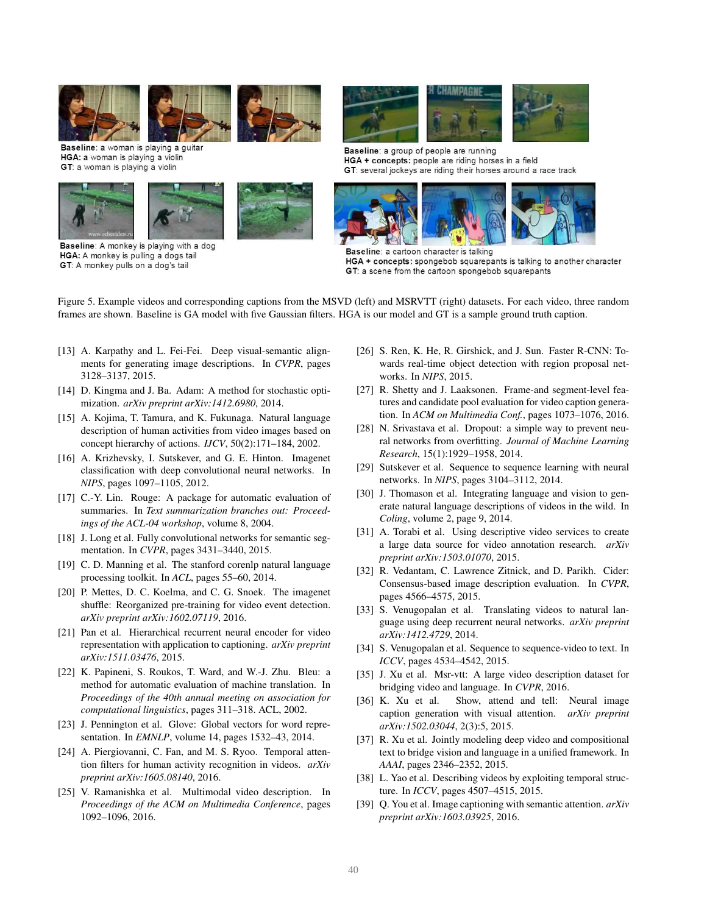**Baseline**: a woman is playing a guitar
**HGA:** a woman is playing a violin
**GT**: a woman is playing a violin

**Baseline**: a group of people are running
**HGA + concepts:** people are riding horses in a field
**GT**: several jockeys are riding their horses around a race track

**Baseline**: A monkey is playing with a dog
**HGA:** A monkey is pulling a dogs tail
**GT**: A monkey pulls on a dog's tail

**Baseline**: a cartoon character is talking
**HGA + concepts:** spongebob squarepants is talking to another character
**GT**: a scene from the cartoon spongebob squarepants

Figure 5. Example videos and corresponding captions from the MSVD (left) and MSRVTT (right) datasets. For each video, three random frames are shown. Baseline is GA model with five Gaussian filters. HGA is our model and GT is a sample ground truth caption.

[13] A. Karpathy and L. Fei-Fei. Deep visual-semantic alignments for generating image descriptions. In *CVPR*, pages 3128–3137, 2015.

[14] D. Kingma and J. Ba. Adam: A method for stochastic optimization. *arXiv preprint arXiv:1412.6980*, 2014.

[15] A. Kojima, T. Tamura, and K. Fukunaga. Natural language description of human activities from video images based on concept hierarchy of actions. *IJCV*, 50(2):171–184, 2002.

[16] A. Krizhevsky, I. Sutskever, and G. E. Hinton. Imagenet classification with deep convolutional neural networks. In *NIPS*, pages 1097–1105, 2012.

[17] C.-Y. Lin. Rouge: A package for automatic evaluation of summaries. In *Text summarization branches out: Proceedings of the ACL-04 workshop*, volume 8, 2004.

[18] J. Long et al. Fully convolutional networks for semantic segmentation. In *CVPR*, pages 3431–3440, 2015.

[19] C. D. Manning et al. The stanford corenlp natural language processing toolkit. In *ACL*, pages 55–60, 2014.

[20] P. Mettes, D. C. Koelma, and C. G. Snoek. The imagenet shuffle: Reorganized pre-training for video event detection. *arXiv preprint arXiv:1602.07119*, 2016.

[21] Pan et al. Hierarchical recurrent neural encoder for video representation with application to captioning. *arXiv preprint arXiv:1511.03476*, 2015.

[22] K. Papineni, S. Roukos, T. Ward, and W.-J. Zhu. Bleu: a method for automatic evaluation of machine translation. In *Proceedings of the 40th annual meeting on association for computational linguistics*, pages 311–318. ACL, 2002.

[23] J. Pennington et al. Glove: Global vectors for word representation. In *EMNLP*, volume 14, pages 1532–43, 2014.

[24] A. Piergiovanni, C. Fan, and M. S. Ryoo. Temporal attention filters for human activity recognition in videos. *arXiv preprint arXiv:1605.08140*, 2016.

[25] V. Ramanishka et al. Multimodal video description. In *Proceedings of the ACM on Multimedia Conference*, pages 1092–1096, 2016.

[26] S. Ren, K. He, R. Girshick, and J. Sun. Faster R-CNN: Towards real-time object detection with region proposal networks. In *NIPS*, 2015.

[27] R. Shetty and J. Laaksonen. Frame-and segment-level features and candidate pool evaluation for video caption generation. In *ACM on Multimedia Conf.*, pages 1073–1076, 2016.

[28] N. Srivastava et al. Dropout: a simple way to prevent neural networks from overfitting. *Journal of Machine Learning Research*, 15(1):1929–1958, 2014.

[29] Sutskever et al. Sequence to sequence learning with neural networks. In *NIPS*, pages 3104–3112, 2014.

[30] J. Thomason et al. Integrating language and vision to generate natural language descriptions of videos in the wild. In *Coling*, volume 2, page 9, 2014.

[31] A. Torabi et al. Using descriptive video services to create a large data source for video annotation research. *arXiv preprint arXiv:1503.01070*, 2015.

[32] R. Vedantam, C. Lawrence Zitnick, and D. Parikh. Cider: Consensus-based image description evaluation. In *CVPR*, pages 4566–4575, 2015.

[33] S. Venugopalan et al. Translating videos to natural language using deep recurrent neural networks. *arXiv preprint arXiv:1412.4729*, 2014.

[34] S. Venugopalan et al. Sequence to sequence-video to text. In *ICCV*, pages 4534–4542, 2015.

[35] J. Xu et al. Msr-vtt: A large video description dataset for bridging video and language. In *CVPR*, 2016.

[36] K. Xu et al. Show, attend and tell: Neural image caption generation with visual attention. *arXiv preprint arXiv:1502.03044*, 2(3):5, 2015.

[37] R. Xu et al. Jointly modeling deep video and compositional text to bridge vision and language in a unified framework. In *AAAI*, pages 2346–2352, 2015.

[38] L. Yao et al. Describing videos by exploiting temporal structure. In *ICCV*, pages 4507–4515, 2015.

[39] Q. You et al. Image captioning with semantic attention. *arXiv preprint arXiv:1603.03925*, 2016.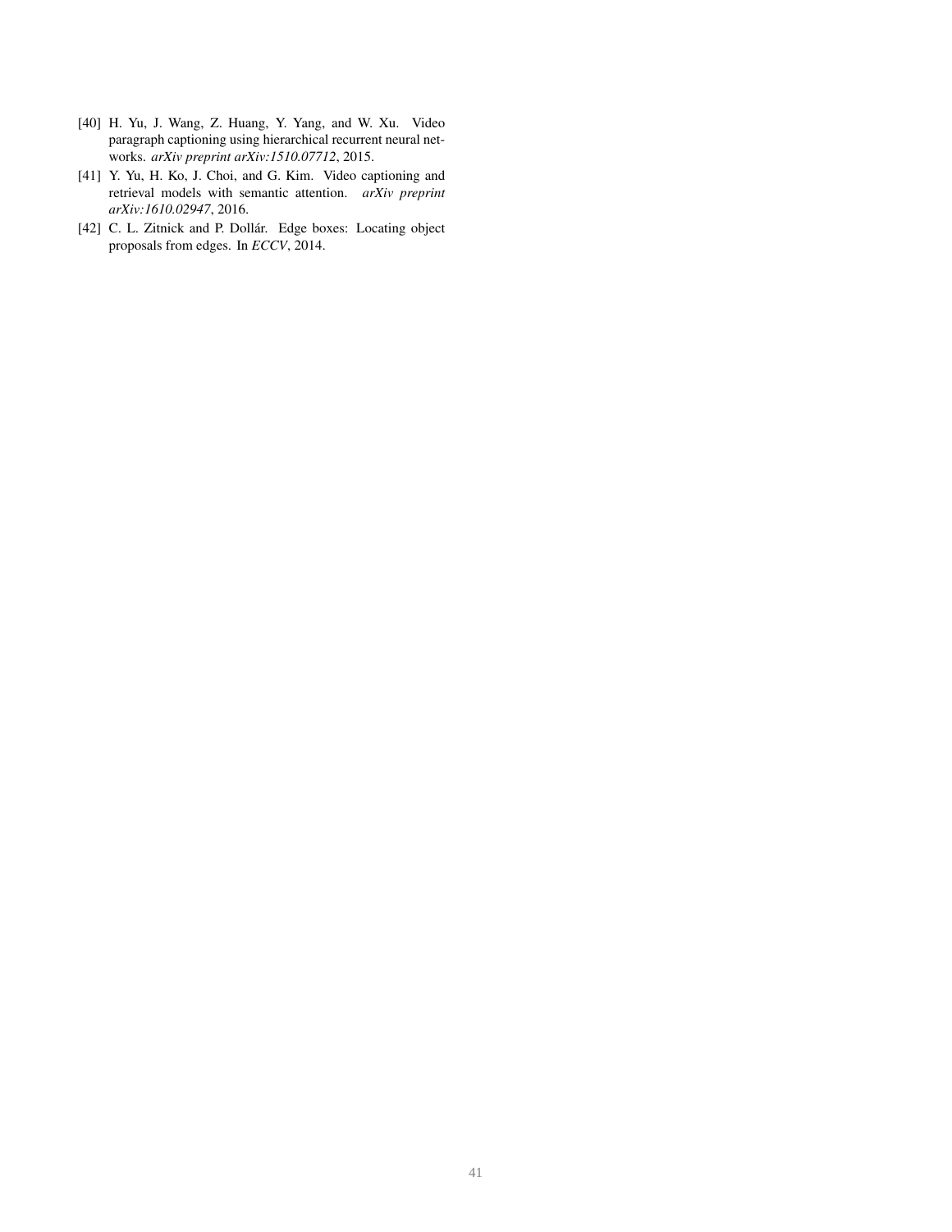[40] H. Yu, J. Wang, Z. Huang, Y. Yang, and W. Xu. Video paragraph captioning using hierarchical recurrent neural networks. *arXiv preprint arXiv:1510.07712*, 2015.

[41] Y. Yu, H. Ko, J. Choi, and G. Kim. Video captioning and retrieval models with semantic attention. *arXiv preprint arXiv:1610.02947*, 2016.

[42] C. L. Zitnick and P. Dollár. Edge boxes: Locating object proposals from edges. In *ECCV*, 2014.